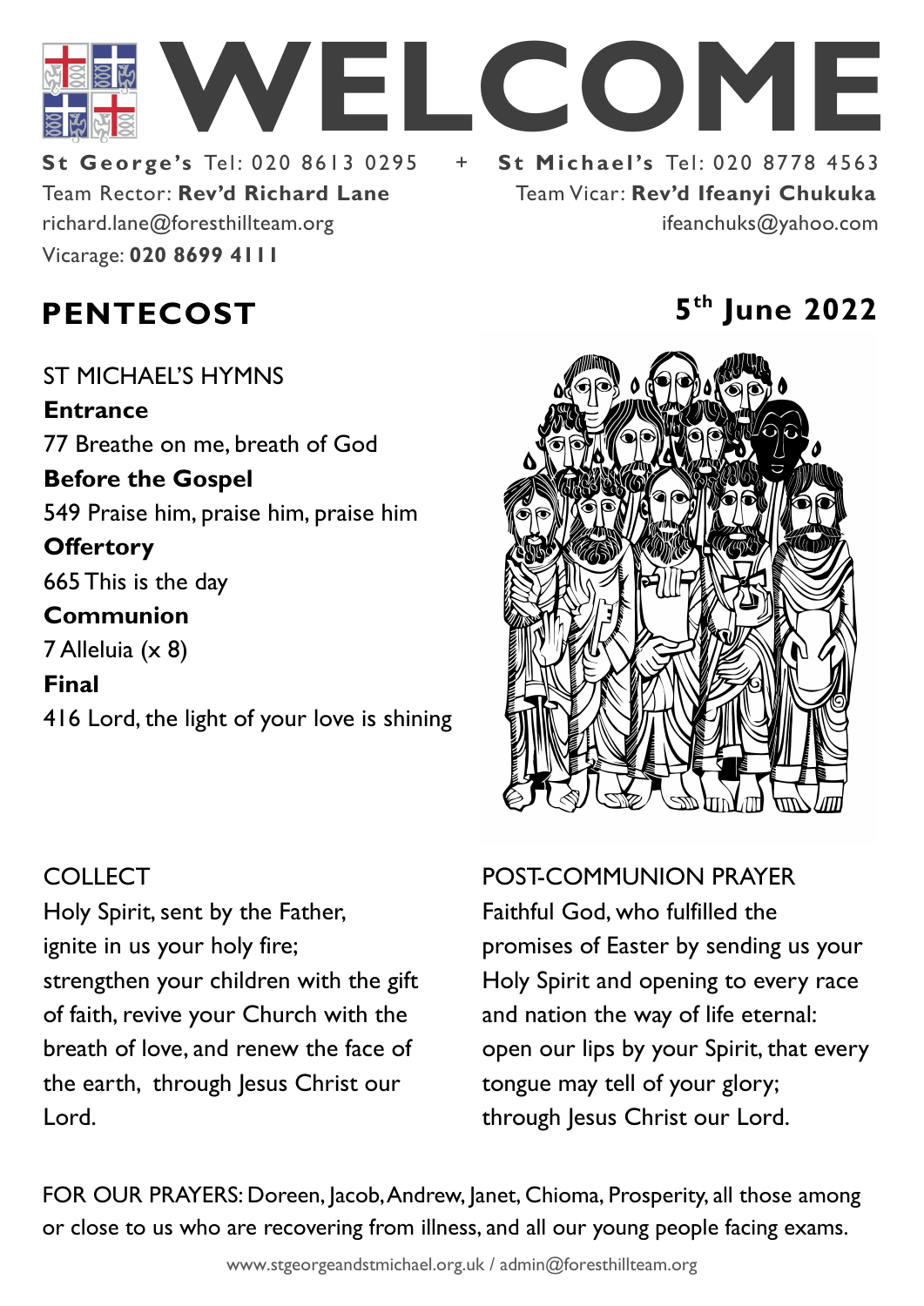# WELCOME

**St George's** Tel: 020 8613 0295 + **St Michael's** Tel: 020 8778 4563

Team Rector: **Rev'd Richard Lane**
richard.lane@foresthillteam.org
Vicarage: **020 8699 4111**

Team Vicar: **Rev'd Ifeanyi Chukuka**
ifeanchuks@yahoo.com

## PENTECOST

**5th June 2022**

ST MICHAEL'S HYMNS

**Entrance**
77 Breathe on me, breath of God

**Before the Gospel**
549 Praise him, praise him, praise him

**Offertory**
665 This is the day

**Communion**
7 Alleluia (x 8)

**Final**
416 Lord, the light of your love is shining

COLLECT

Holy Spirit, sent by the Father,
ignite in us your holy fire;
strengthen your children with the gift of faith, revive your Church with the breath of love, and renew the face of the earth, through Jesus Christ our Lord.

POST-COMMUNION PRAYER

Faithful God, who fulfilled the promises of Easter by sending us your Holy Spirit and opening to every race and nation the way of life eternal:
open our lips by your Spirit, that every tongue may tell of your glory;
through Jesus Christ our Lord.

FOR OUR PRAYERS: Doreen, Jacob, Andrew, Janet, Chioma, Prosperity, all those among or close to us who are recovering from illness, and all our young people facing exams.

www.stgeorgeandstmichael.org.uk / admin@foresthillteam.org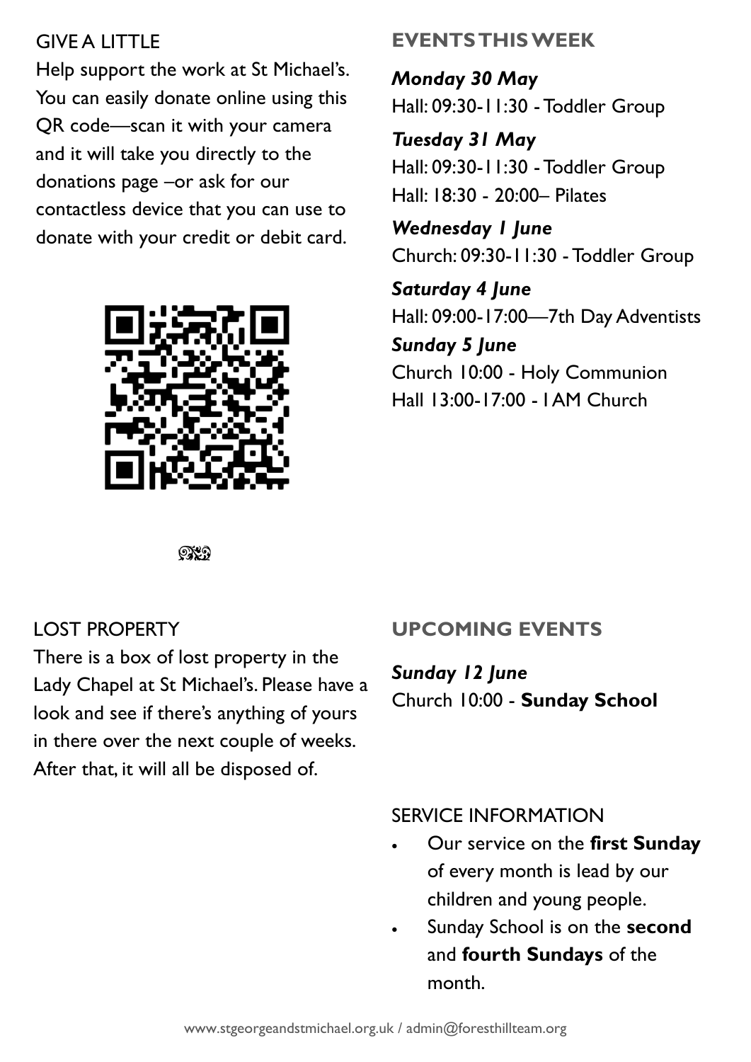## GIVE A LITTLE

Help support the work at St Michael's. You can easily donate online using this QR code—scan it with your camera and it will take you directly to the donations page –or ask for our contactless device that you can use to donate with your credit or debit card.

## EVENTS THIS WEEK

***Monday 30 May***
Hall: 09:30-11:30 - Toddler Group

***Tuesday 31 May***
Hall: 09:30-11:30 - Toddler Group
Hall: 18:30 - 20:00– Pilates

***Wednesday 1 June***
Church: 09:30-11:30 - Toddler Group

***Saturday 4 June***
Hall: 09:00-17:00—7th Day Adventists

***Sunday 5 June***
Church 10:00 - Holy Communion
Hall 13:00-17:00 - I AM Church

## LOST PROPERTY

There is a box of lost property in the Lady Chapel at St Michael's. Please have a look and see if there's anything of yours in there over the next couple of weeks. After that, it will all be disposed of.

## UPCOMING EVENTS

***Sunday 12 June***
Church 10:00 - **Sunday School**

## SERVICE INFORMATION

- Our service on the **first Sunday** of every month is lead by our children and young people.
- Sunday School is on the **second** and **fourth Sundays** of the month.

www.stgeorgeandstmichael.org.uk / admin@foresthillteam.org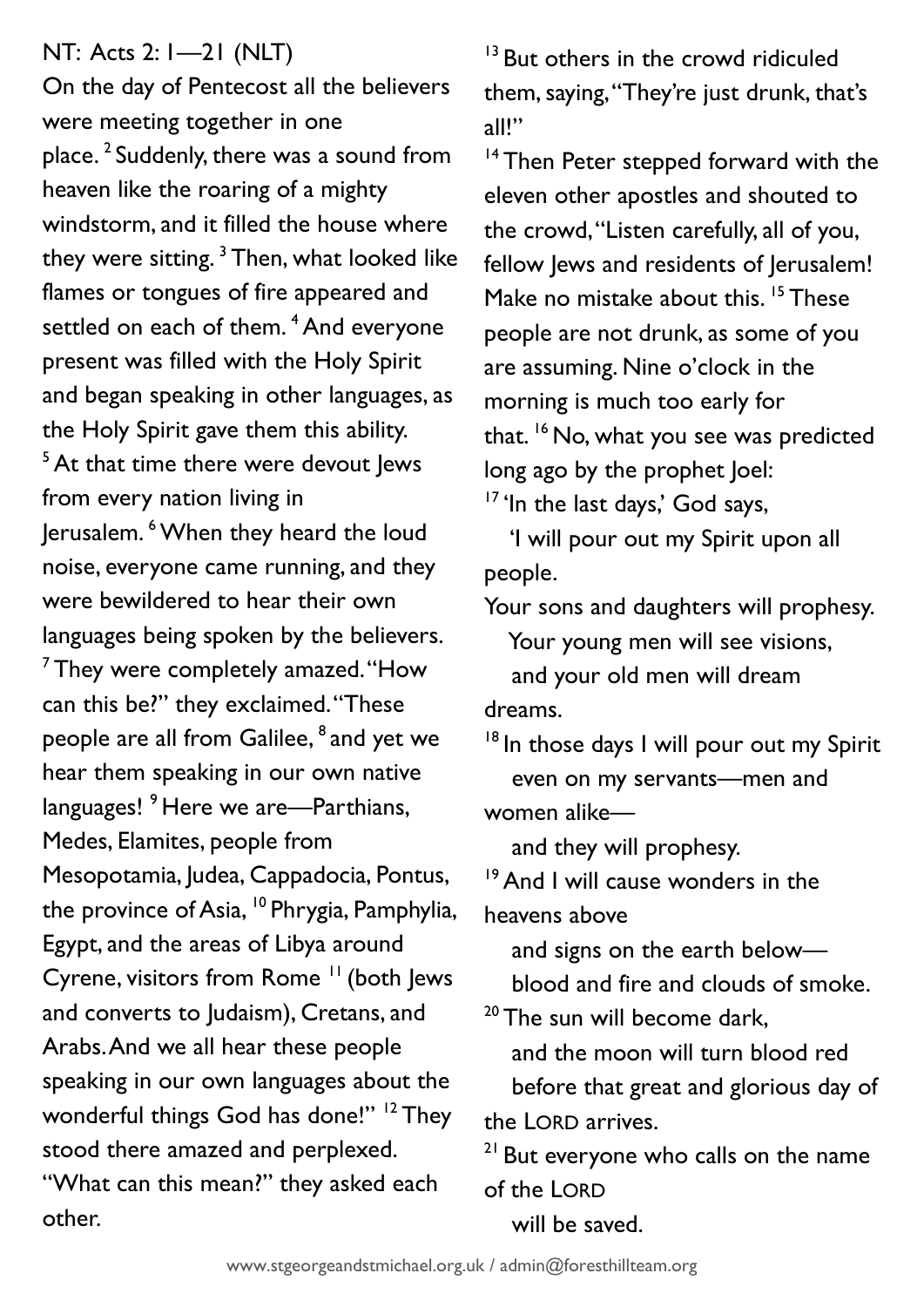NT: Acts 2: 1—21 (NLT)

On the day of Pentecost all the believers were meeting together in one place. [2] Suddenly, there was a sound from heaven like the roaring of a mighty windstorm, and it filled the house where they were sitting. [3] Then, what looked like flames or tongues of fire appeared and settled on each of them. [4] And everyone present was filled with the Holy Spirit and began speaking in other languages, as the Holy Spirit gave them this ability.

[5] At that time there were devout Jews from every nation living in Jerusalem. [6] When they heard the loud noise, everyone came running, and they were bewildered to hear their own languages being spoken by the believers.

[7] They were completely amazed. "How can this be?" they exclaimed. "These people are all from Galilee, [8] and yet we hear them speaking in our own native languages! [9] Here we are—Parthians, Medes, Elamites, people from Mesopotamia, Judea, Cappadocia, Pontus, the province of Asia, [10] Phrygia, Pamphylia, Egypt, and the areas of Libya around Cyrene, visitors from Rome [11] (both Jews and converts to Judaism), Cretans, and Arabs. And we all hear these people speaking in our own languages about the wonderful things God has done!" [12] They stood there amazed and perplexed. "What can this mean?" they asked each other.

[13] But others in the crowd ridiculed them, saying, "They're just drunk, that's all!"

[14] Then Peter stepped forward with the eleven other apostles and shouted to the crowd, "Listen carefully, all of you, fellow Jews and residents of Jerusalem! Make no mistake about this. [15] These people are not drunk, as some of you are assuming. Nine o'clock in the morning is much too early for that. [16] No, what you see was predicted long ago by the prophet Joel:

[17] 'In the last days,' God says,
  'I will pour out my Spirit upon all people.
Your sons and daughters will prophesy.
  Your young men will see visions,
  and your old men will dream dreams.
[18] In those days I will pour out my Spirit
  even on my servants—men and women alike—
  and they will prophesy.
[19] And I will cause wonders in the heavens above
  and signs on the earth below—
  blood and fire and clouds of smoke.
[20] The sun will become dark,
  and the moon will turn blood red
  before that great and glorious day of the LORD arrives.
[21] But everyone who calls on the name of the LORD
  will be saved.

www.stgeorgeandstmichael.org.uk / admin@foresthillteam.org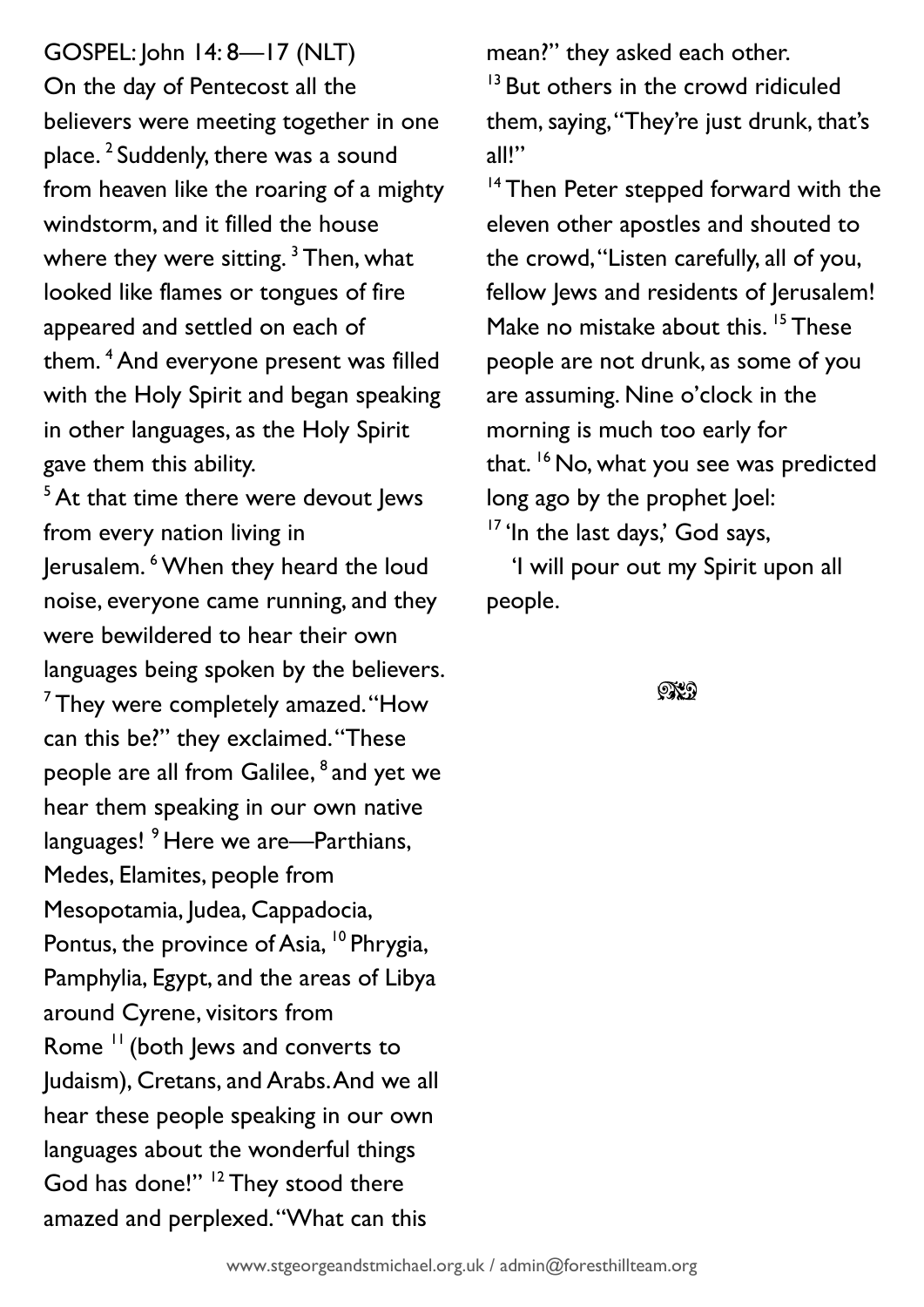GOSPEL: John 14: 8—17 (NLT)

On the day of Pentecost all the believers were meeting together in one place. [2] Suddenly, there was a sound from heaven like the roaring of a mighty windstorm, and it filled the house where they were sitting. [3] Then, what looked like flames or tongues of fire appeared and settled on each of them. [4] And everyone present was filled with the Holy Spirit and began speaking in other languages, as the Holy Spirit gave them this ability.

[5] At that time there were devout Jews from every nation living in Jerusalem. [6] When they heard the loud noise, everyone came running, and they were bewildered to hear their own languages being spoken by the believers. [7] They were completely amazed. "How can this be?" they exclaimed. "These people are all from Galilee, [8] and yet we hear them speaking in our own native languages! [9] Here we are—Parthians, Medes, Elamites, people from Mesopotamia, Judea, Cappadocia, Pontus, the province of Asia, [10] Phrygia, Pamphylia, Egypt, and the areas of Libya around Cyrene, visitors from Rome [11] (both Jews and converts to Judaism), Cretans, and Arabs. And we all hear these people speaking in our own languages about the wonderful things God has done!" [12] They stood there amazed and perplexed. "What can this mean?" they asked each other.

[13] But others in the crowd ridiculed them, saying, "They're just drunk, that's all!"

[14] Then Peter stepped forward with the eleven other apostles and shouted to the crowd, "Listen carefully, all of you, fellow Jews and residents of Jerusalem! Make no mistake about this. [15] These people are not drunk, as some of you are assuming. Nine o'clock in the morning is much too early for that. [16] No, what you see was predicted long ago by the prophet Joel:

[17] 'In the last days,' God says,

'I will pour out my Spirit upon all people.